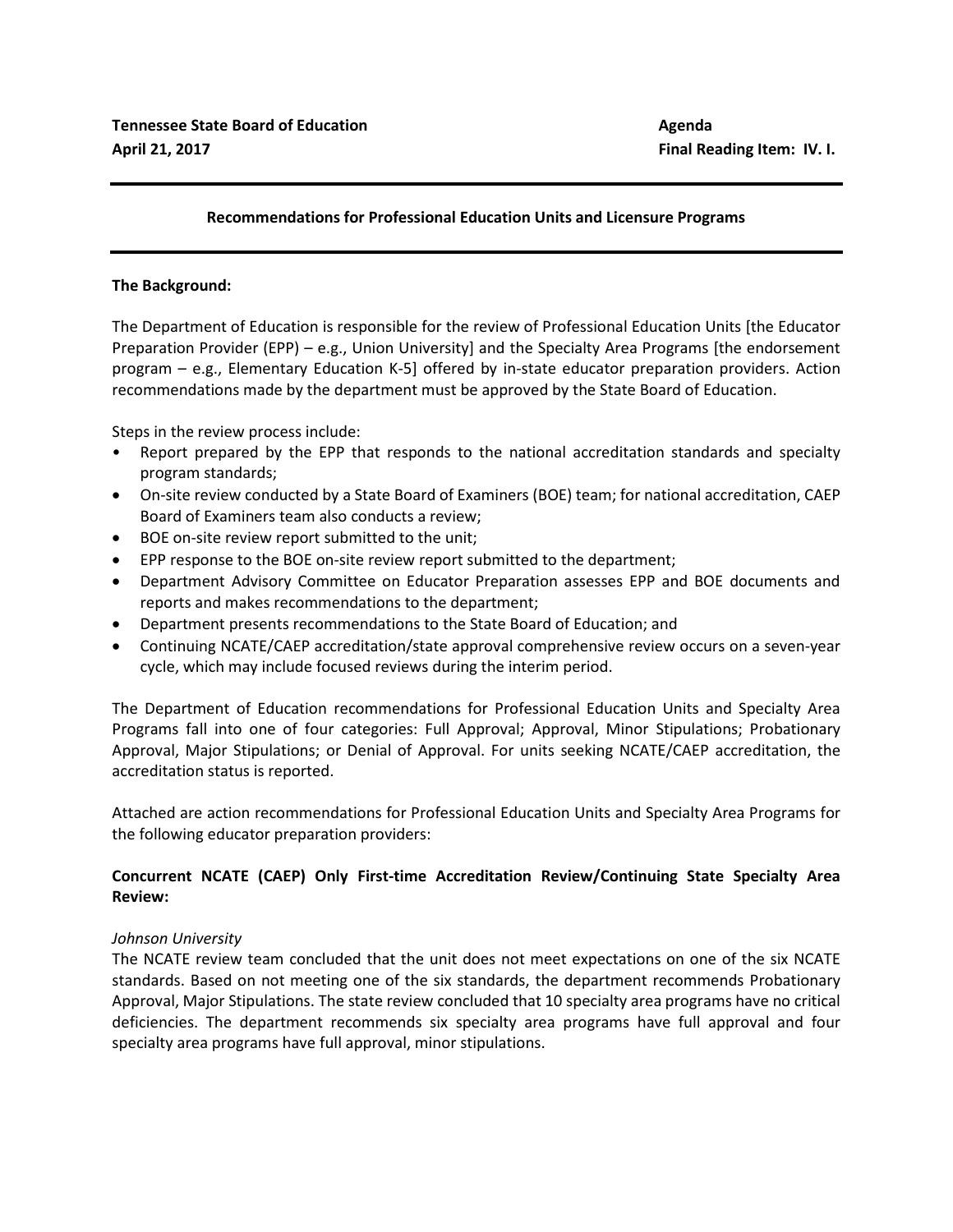**Tennessee State Board of Education** **Agenda**
**April 21, 2017** **Final Reading Item: IV. I.**

## Recommendations for Professional Education Units and Licensure Programs

**The Background:**

The Department of Education is responsible for the review of Professional Education Units [the Educator Preparation Provider (EPP) – e.g., Union University] and the Specialty Area Programs [the endorsement program – e.g., Elementary Education K-5] offered by in-state educator preparation providers. Action recommendations made by the department must be approved by the State Board of Education.

Steps in the review process include:

- Report prepared by the EPP that responds to the national accreditation standards and specialty program standards;
- On-site review conducted by a State Board of Examiners (BOE) team; for national accreditation, CAEP Board of Examiners team also conducts a review;
- BOE on-site review report submitted to the unit;
- EPP response to the BOE on-site review report submitted to the department;
- Department Advisory Committee on Educator Preparation assesses EPP and BOE documents and reports and makes recommendations to the department;
- Department presents recommendations to the State Board of Education; and
- Continuing NCATE/CAEP accreditation/state approval comprehensive review occurs on a seven-year cycle, which may include focused reviews during the interim period.

The Department of Education recommendations for Professional Education Units and Specialty Area Programs fall into one of four categories: Full Approval; Approval, Minor Stipulations; Probationary Approval, Major Stipulations; or Denial of Approval. For units seeking NCATE/CAEP accreditation, the accreditation status is reported.

Attached are action recommendations for Professional Education Units and Specialty Area Programs for the following educator preparation providers:

**Concurrent NCATE (CAEP) Only First-time Accreditation Review/Continuing State Specialty Area Review:**

*Johnson University*
The NCATE review team concluded that the unit does not meet expectations on one of the six NCATE standards. Based on not meeting one of the six standards, the department recommends Probationary Approval, Major Stipulations. The state review concluded that 10 specialty area programs have no critical deficiencies. The department recommends six specialty area programs have full approval and four specialty area programs have full approval, minor stipulations.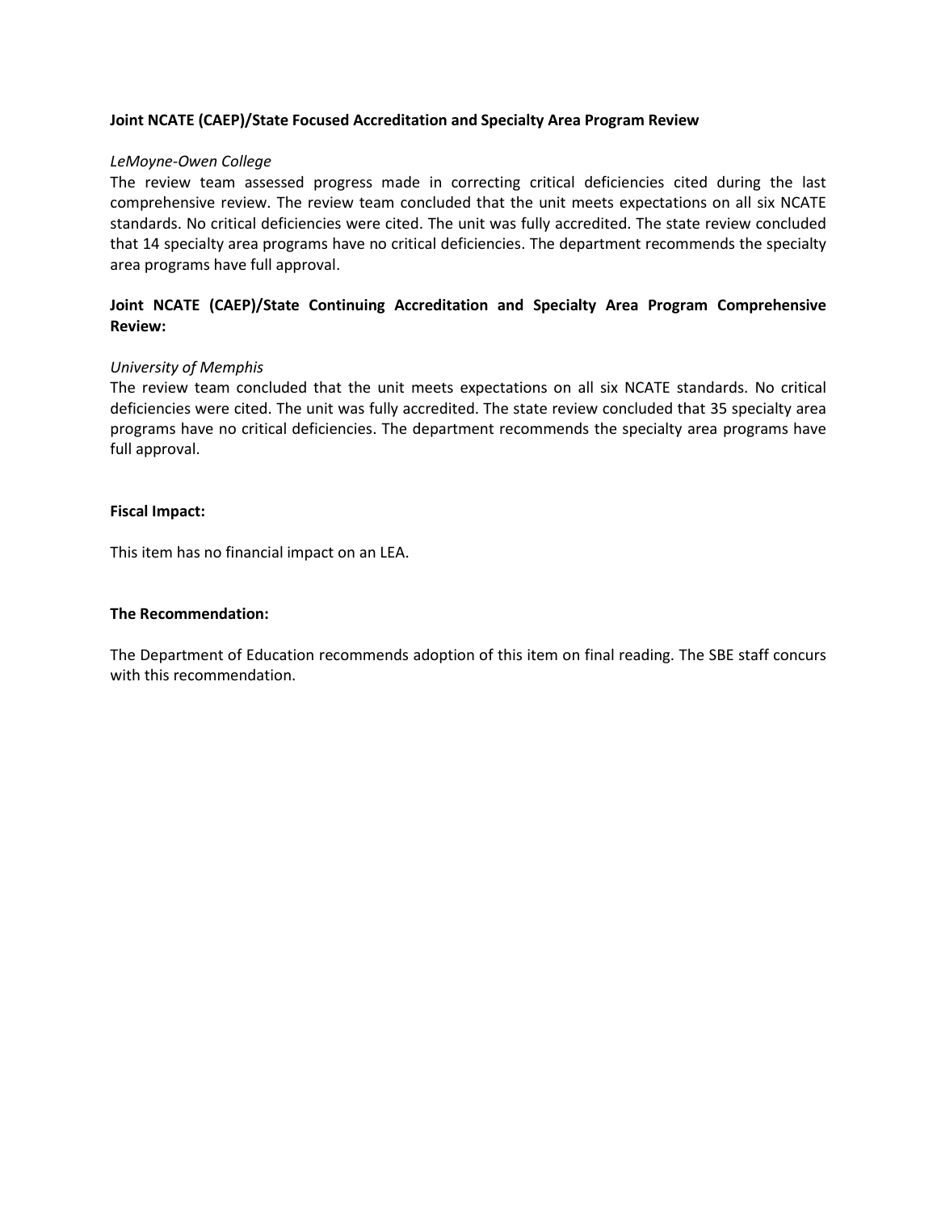**Joint NCATE (CAEP)/State Focused Accreditation and Specialty Area Program Review**

*LeMoyne-Owen College*

The review team assessed progress made in correcting critical deficiencies cited during the last comprehensive review. The review team concluded that the unit meets expectations on all six NCATE standards. No critical deficiencies were cited. The unit was fully accredited. The state review concluded that 14 specialty area programs have no critical deficiencies. The department recommends the specialty area programs have full approval.

**Joint NCATE (CAEP)/State Continuing Accreditation and Specialty Area Program Comprehensive Review:**

*University of Memphis*

The review team concluded that the unit meets expectations on all six NCATE standards. No critical deficiencies were cited. The unit was fully accredited. The state review concluded that 35 specialty area programs have no critical deficiencies. The department recommends the specialty area programs have full approval.

**Fiscal Impact:**

This item has no financial impact on an LEA.

**The Recommendation:**

The Department of Education recommends adoption of this item on final reading. The SBE staff concurs with this recommendation.